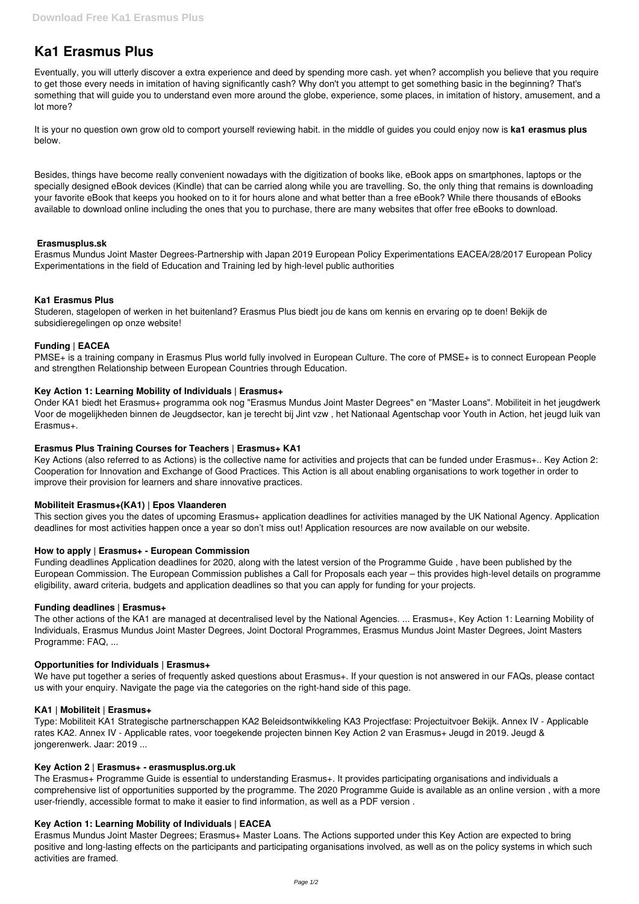# Ka1 Erasmus Plus

Eventually, you will utterly discover a extra experience and deed by spending more cash. yet when? accomplish you believe that you require to get those every needs in imitation of having significantly cash? Why don't you attempt to get something basic in the beginning? That's something that will guide you to understand even more around the globe, experience, some places, in imitation of history, amusement, and a lot more?

It is your no question own grow old to comport yourself reviewing habit. in the middle of guides you could enjoy now is **ka1 erasmus plus** below.

Besides, things have become really convenient nowadays with the digitization of books like, eBook apps on smartphones, laptops or the specially designed eBook devices (Kindle) that can be carried along while you are travelling. So, the only thing that remains is downloading your favorite eBook that keeps you hooked on to it for hours alone and what better than a free eBook? While there thousands of eBooks available to download online including the ones that you to purchase, there are many websites that offer free eBooks to download.

### Erasmusplus.sk

Erasmus Mundus Joint Master Degrees-Partnership with Japan 2019 European Policy Experimentations EACEA/28/2017 European Policy Experimentations in the field of Education and Training led by high-level public authorities

### Ka1 Erasmus Plus

Studeren, stagelopen of werken in het buitenland? Erasmus Plus biedt jou de kans om kennis en ervaring op te doen! Bekijk de subsidieregelingen op onze website!

### Funding | EACEA

PMSE+ is a training company in Erasmus Plus world fully involved in European Culture. The core of PMSE+ is to connect European People and strengthen Relationship between European Countries through Education.

### Key Action 1: Learning Mobility of Individuals | Erasmus+

Onder KA1 biedt het Erasmus+ programma ook nog "Erasmus Mundus Joint Master Degrees" en "Master Loans". Mobiliteit in het jeugdwerk Voor de mogelijkheden binnen de Jeugdsector, kan je terecht bij Jint vzw , het Nationaal Agentschap voor Youth in Action, het jeugd luik van Erasmus+.

### Erasmus Plus Training Courses for Teachers | Erasmus+ KA1

Key Actions (also referred to as Actions) is the collective name for activities and projects that can be funded under Erasmus+.. Key Action 2: Cooperation for Innovation and Exchange of Good Practices. This Action is all about enabling organisations to work together in order to improve their provision for learners and share innovative practices.

### Mobiliteit Erasmus+(KA1) | Epos Vlaanderen

This section gives you the dates of upcoming Erasmus+ application deadlines for activities managed by the UK National Agency. Application deadlines for most activities happen once a year so don't miss out! Application resources are now available on our website.

### How to apply | Erasmus+ - European Commission

Funding deadlines Application deadlines for 2020, along with the latest version of the Programme Guide , have been published by the European Commission. The European Commission publishes a Call for Proposals each year – this provides high-level details on programme eligibility, award criteria, budgets and application deadlines so that you can apply for funding for your projects.

### Funding deadlines | Erasmus+

The other actions of the KA1 are managed at decentralised level by the National Agencies. ... Erasmus+, Key Action 1: Learning Mobility of Individuals, Erasmus Mundus Joint Master Degrees, Joint Doctoral Programmes, Erasmus Mundus Joint Master Degrees, Joint Masters Programme: FAQ, ...

### Opportunities for Individuals | Erasmus+

We have put together a series of frequently asked questions about Erasmus+. If your question is not answered in our FAQs, please contact us with your enquiry. Navigate the page via the categories on the right-hand side of this page.

### KA1 | Mobiliteit | Erasmus+

Type: Mobiliteit KA1 Strategische partnerschappen KA2 Beleidsontwikkeling KA3 Projectfase: Projectuitvoer Bekijk. Annex IV - Applicable rates KA2. Annex IV - Applicable rates, voor toegekende projecten binnen Key Action 2 van Erasmus+ Jeugd in 2019. Jeugd & jongerenwerk. Jaar: 2019 ...

### Key Action 2 | Erasmus+ - erasmusplus.org.uk

The Erasmus+ Programme Guide is essential to understanding Erasmus+. It provides participating organisations and individuals a comprehensive list of opportunities supported by the programme. The 2020 Programme Guide is available as an online version , with a more user-friendly, accessible format to make it easier to find information, as well as a PDF version .

### Key Action 1: Learning Mobility of Individuals | EACEA

Erasmus Mundus Joint Master Degrees; Erasmus+ Master Loans. The Actions supported under this Key Action are expected to bring positive and long-lasting effects on the participants and participating organisations involved, as well as on the policy systems in which such activities are framed.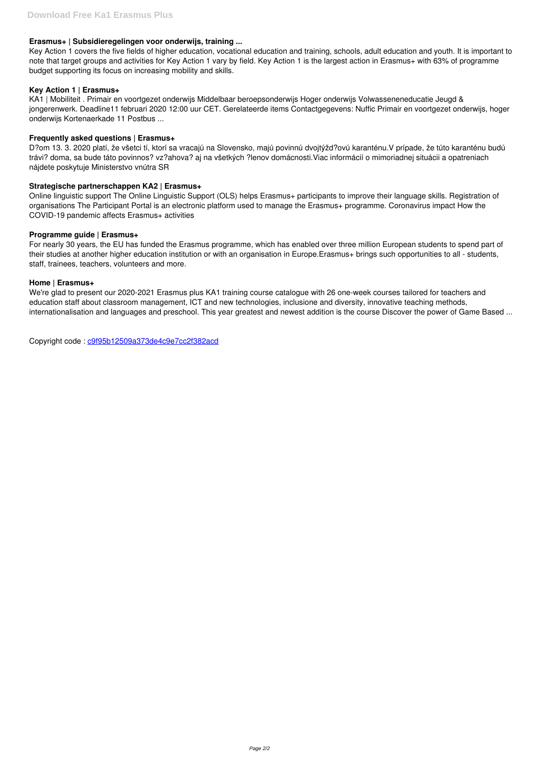### Erasmus+ | Subsidieregelingen voor onderwijs, training ...

Key Action 1 covers the five fields of higher education, vocational education and training, schools, adult education and youth. It is important to note that target groups and activities for Key Action 1 vary by field. Key Action 1 is the largest action in Erasmus+ with 63% of programme budget supporting its focus on increasing mobility and skills.

### Key Action 1 | Erasmus+

KA1 | Mobiliteit . Primair en voortgezet onderwijs Middelbaar beroepsonderwijs Hoger onderwijs Volwasseneneducatie Jeugd & jongerenwerk. Deadline11 februari 2020 12:00 uur CET. Gerelateerde items Contactgegevens: Nuffic Primair en voortgezet onderwijs, hoger onderwijs Kortenaerkade 11 Postbus ...

### Frequently asked questions | Erasmus+

D?om 13. 3. 2020 platí, že všetci tí, ktorí sa vracajú na Slovensko, majú povinnú dvojtýžd?ovú karanténu.V prípade, že túto karanténu budú trávi? doma, sa bude táto povinnos? vz?ahova? aj na všetkých ?lenov domácnosti.Viac informácií o mimoriadnej situácii a opatreniach nájdete poskytuje Ministerstvo vnútra SR

### Strategische partnerschappen KA2 | Erasmus+

Online linguistic support The Online Linguistic Support (OLS) helps Erasmus+ participants to improve their language skills. Registration of organisations The Participant Portal is an electronic platform used to manage the Erasmus+ programme. Coronavirus impact How the COVID-19 pandemic affects Erasmus+ activities

### Programme guide | Erasmus+

For nearly 30 years, the EU has funded the Erasmus programme, which has enabled over three million European students to spend part of their studies at another higher education institution or with an organisation in Europe.Erasmus+ brings such opportunities to all - students, staff, trainees, teachers, volunteers and more.

### Home | Erasmus+

We're glad to present our 2020-2021 Erasmus plus KA1 training course catalogue with 26 one-week courses tailored for teachers and education staff about classroom management, ICT and new technologies, inclusione and diversity, innovative teaching methods, internationalisation and languages and preschool. This year greatest and newest addition is the course Discover the power of Game Based ...

Copyright code : c9f95b12509a373de4c9e7cc2f382acd